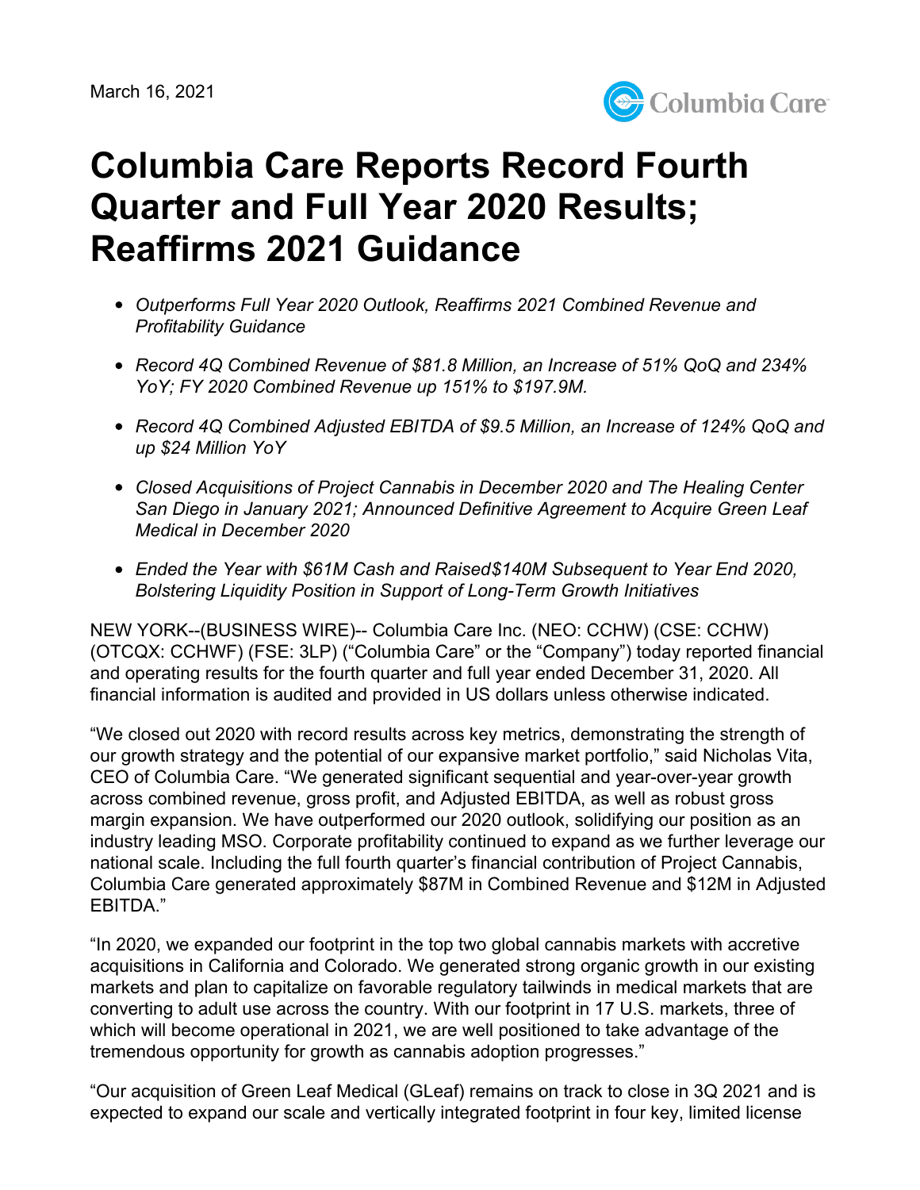March 16, 2021

# Columbia Care Reports Record Fourth Quarter and Full Year 2020 Results; Reaffirms 2021 Guidance

- *Outperforms Full Year 2020 Outlook, Reaffirms 2021 Combined Revenue and Profitability Guidance*
- *Record 4Q Combined Revenue of $81.8 Million, an Increase of 51% QoQ and 234% YoY; FY 2020 Combined Revenue up 151% to $197.9M.*
- *Record 4Q Combined Adjusted EBITDA of $9.5 Million, an Increase of 124% QoQ and up $24 Million YoY*
- *Closed Acquisitions of Project Cannabis in December 2020 and The Healing Center San Diego in January 2021; Announced Definitive Agreement to Acquire Green Leaf Medical in December 2020*
- *Ended the Year with $61M Cash and Raised$140M Subsequent to Year End 2020, Bolstering Liquidity Position in Support of Long-Term Growth Initiatives*

NEW YORK--(BUSINESS WIRE)-- Columbia Care Inc. (NEO: CCHW) (CSE: CCHW) (OTCQX: CCHWF) (FSE: 3LP) ("Columbia Care" or the "Company") today reported financial and operating results for the fourth quarter and full year ended December 31, 2020. All financial information is audited and provided in US dollars unless otherwise indicated.

"We closed out 2020 with record results across key metrics, demonstrating the strength of our growth strategy and the potential of our expansive market portfolio," said Nicholas Vita, CEO of Columbia Care. "We generated significant sequential and year-over-year growth across combined revenue, gross profit, and Adjusted EBITDA, as well as robust gross margin expansion. We have outperformed our 2020 outlook, solidifying our position as an industry leading MSO. Corporate profitability continued to expand as we further leverage our national scale. Including the full fourth quarter's financial contribution of Project Cannabis, Columbia Care generated approximately $87M in Combined Revenue and $12M in Adjusted EBITDA."

"In 2020, we expanded our footprint in the top two global cannabis markets with accretive acquisitions in California and Colorado. We generated strong organic growth in our existing markets and plan to capitalize on favorable regulatory tailwinds in medical markets that are converting to adult use across the country. With our footprint in 17 U.S. markets, three of which will become operational in 2021, we are well positioned to take advantage of the tremendous opportunity for growth as cannabis adoption progresses."

"Our acquisition of Green Leaf Medical (GLeaf) remains on track to close in 3Q 2021 and is expected to expand our scale and vertically integrated footprint in four key, limited license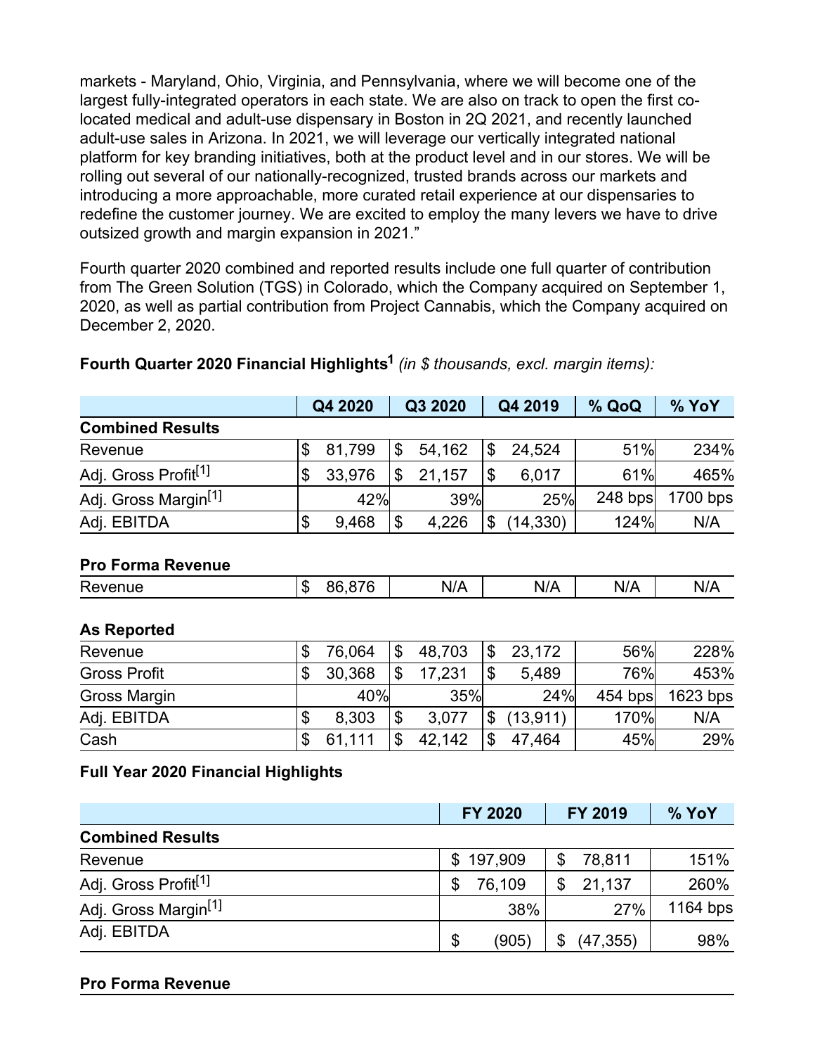markets - Maryland, Ohio, Virginia, and Pennsylvania, where we will become one of the largest fully-integrated operators in each state. We are also on track to open the first co-located medical and adult-use dispensary in Boston in 2Q 2021, and recently launched adult-use sales in Arizona. In 2021, we will leverage our vertically integrated national platform for key branding initiatives, both at the product level and in our stores. We will be rolling out several of our nationally-recognized, trusted brands across our markets and introducing a more approachable, more curated retail experience at our dispensaries to redefine the customer journey. We are excited to employ the many levers we have to drive outsized growth and margin expansion in 2021."

Fourth quarter 2020 combined and reported results include one full quarter of contribution from The Green Solution (TGS) in Colorado, which the Company acquired on September 1, 2020, as well as partial contribution from Project Cannabis, which the Company acquired on December 2, 2020.

**Fourth Quarter 2020 Financial Highlights[1]** *(in $ thousands, excl. margin items):*

| | Q4 2020 | Q3 2020 | Q4 2019 | % QoQ | % YoY |
|---|---|---|---|---|---|
| **Combined Results** | | | | | |
| Revenue | $ 81,799 | $ 54,162 | $ 24,524 | 51% | 234% |
| Adj. Gross Profit[1] | $ 33,976 | $ 21,157 | $ 6,017 | 61% | 465% |
| Adj. Gross Margin[1] | 42% | 39% | 25% | 248 bps | 1700 bps |
| Adj. EBITDA | $ 9,468 | $ 4,226 | $ (14,330) | 124% | N/A |
| **Pro Forma Revenue** | | | | | |
| Revenue | $ 86,876 | N/A | N/A | N/A | N/A |
| **As Reported** | | | | | |
| Revenue | $ 76,064 | $ 48,703 | $ 23,172 | 56% | 228% |
| Gross Profit | $ 30,368 | $ 17,231 | $ 5,489 | 76% | 453% |
| Gross Margin | 40% | 35% | 24% | 454 bps | 1623 bps |
| Adj. EBITDA | $ 8,303 | $ 3,077 | $ (13,911) | 170% | N/A |
| Cash | $ 61,111 | $ 42,142 | $ 47,464 | 45% | 29% |

**Full Year 2020 Financial Highlights**

| | FY 2020 | FY 2019 | % YoY |
|---|---|---|---|
| **Combined Results** | | | |
| Revenue | $ 197,909 | $ 78,811 | 151% |
| Adj. Gross Profit[1] | $ 76,109 | $ 21,137 | 260% |
| Adj. Gross Margin[1] | 38% | 27% | 1164 bps |
| Adj. EBITDA | $ (905) | $ (47,355) | 98% |
| **Pro Forma Revenue** | | | |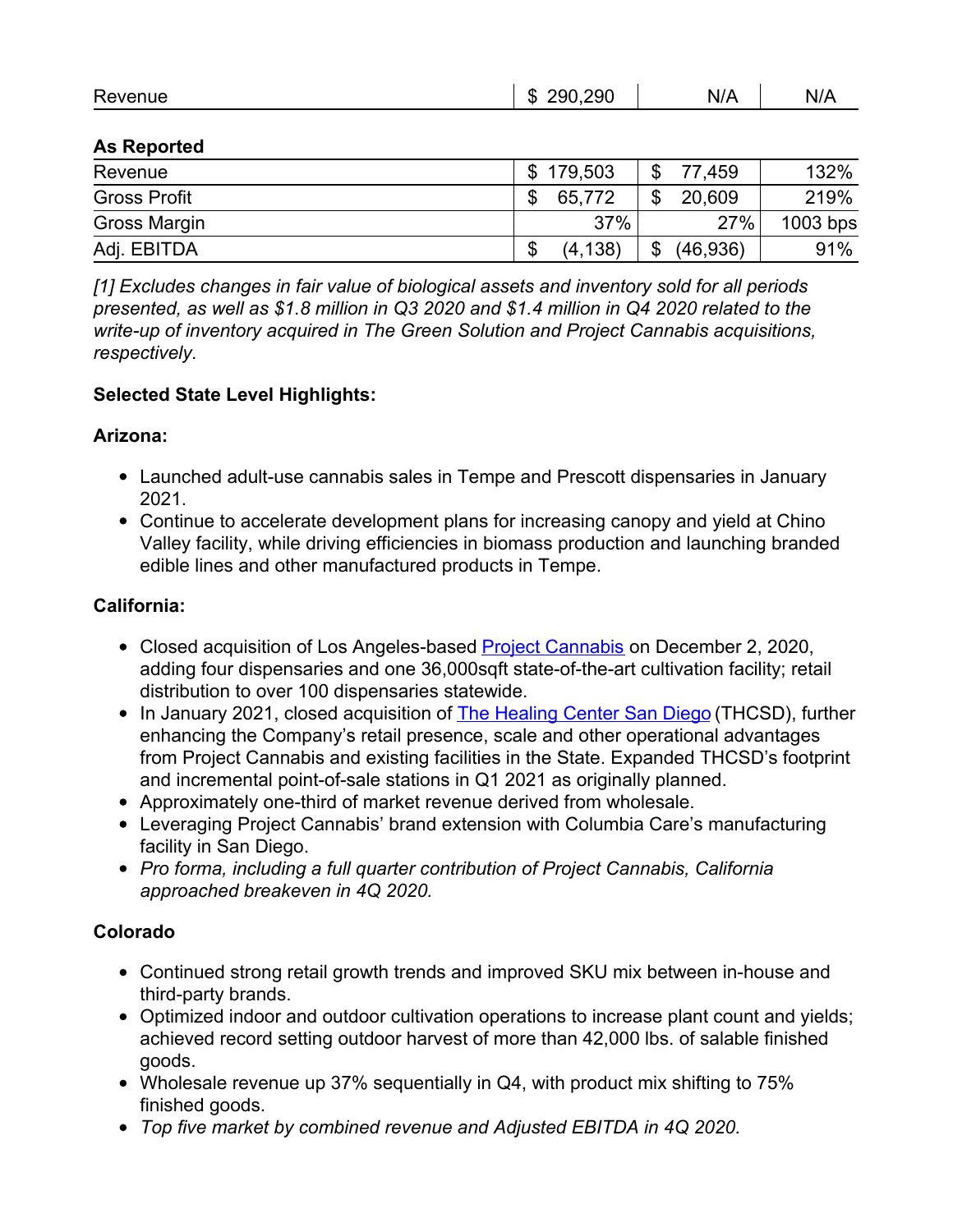| Revenue | $ 290,290 | N/A | N/A |
| --- | --- | --- | --- |

**As Reported**

| | | | |
| --- | --- | --- | --- |
| Revenue | $ 179,503 | $ 77,459 | 132% |
| Gross Profit | $ 65,772 | $ 20,609 | 219% |
| Gross Margin | 37% | 27% | 1003 bps |
| Adj. EBITDA | $ (4,138) | $ (46,936) | 91% |

*[1] Excludes changes in fair value of biological assets and inventory sold for all periods presented, as well as $1.8 million in Q3 2020 and $1.4 million in Q4 2020 related to the write-up of inventory acquired in The Green Solution and Project Cannabis acquisitions, respectively.*

**Selected State Level Highlights:**

**Arizona:**

- Launched adult-use cannabis sales in Tempe and Prescott dispensaries in January 2021.
- Continue to accelerate development plans for increasing canopy and yield at Chino Valley facility, while driving efficiencies in biomass production and launching branded edible lines and other manufactured products in Tempe.

**California:**

- Closed acquisition of Los Angeles-based Project Cannabis on December 2, 2020, adding four dispensaries and one 36,000sqft state-of-the-art cultivation facility; retail distribution to over 100 dispensaries statewide.
- In January 2021, closed acquisition of The Healing Center San Diego (THCSD), further enhancing the Company's retail presence, scale and other operational advantages from Project Cannabis and existing facilities in the State. Expanded THCSD's footprint and incremental point-of-sale stations in Q1 2021 as originally planned.
- Approximately one-third of market revenue derived from wholesale.
- Leveraging Project Cannabis' brand extension with Columbia Care's manufacturing facility in San Diego.
- *Pro forma, including a full quarter contribution of Project Cannabis, California approached breakeven in 4Q 2020.*

**Colorado**

- Continued strong retail growth trends and improved SKU mix between in-house and third-party brands.
- Optimized indoor and outdoor cultivation operations to increase plant count and yields; achieved record setting outdoor harvest of more than 42,000 lbs. of salable finished goods.
- Wholesale revenue up 37% sequentially in Q4, with product mix shifting to 75% finished goods.
- *Top five market by combined revenue and Adjusted EBITDA in 4Q 2020.*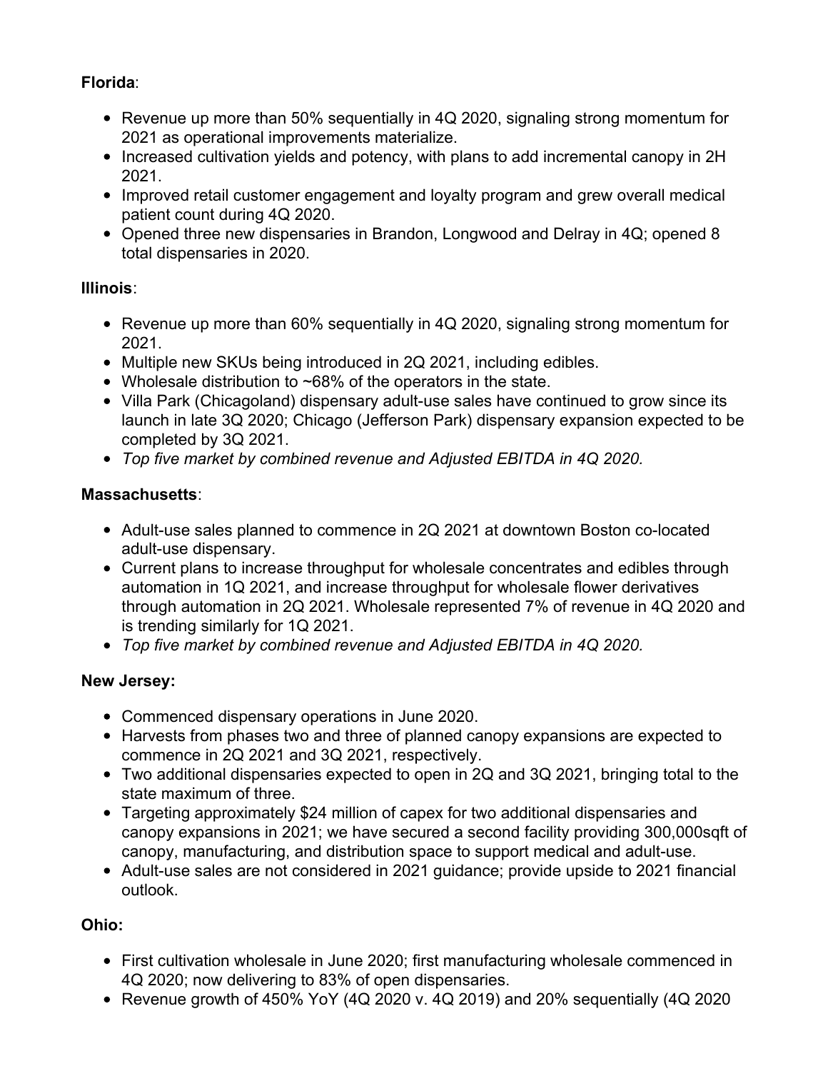**Florida**:

- Revenue up more than 50% sequentially in 4Q 2020, signaling strong momentum for 2021 as operational improvements materialize.
- Increased cultivation yields and potency, with plans to add incremental canopy in 2H 2021.
- Improved retail customer engagement and loyalty program and grew overall medical patient count during 4Q 2020.
- Opened three new dispensaries in Brandon, Longwood and Delray in 4Q; opened 8 total dispensaries in 2020.

**Illinois**:

- Revenue up more than 60% sequentially in 4Q 2020, signaling strong momentum for 2021.
- Multiple new SKUs being introduced in 2Q 2021, including edibles.
- Wholesale distribution to ~68% of the operators in the state.
- Villa Park (Chicagoland) dispensary adult-use sales have continued to grow since its launch in late 3Q 2020; Chicago (Jefferson Park) dispensary expansion expected to be completed by 3Q 2021.
- *Top five market by combined revenue and Adjusted EBITDA in 4Q 2020.*

**Massachusetts**:

- Adult-use sales planned to commence in 2Q 2021 at downtown Boston co-located adult-use dispensary.
- Current plans to increase throughput for wholesale concentrates and edibles through automation in 1Q 2021, and increase throughput for wholesale flower derivatives through automation in 2Q 2021. Wholesale represented 7% of revenue in 4Q 2020 and is trending similarly for 1Q 2021.
- *Top five market by combined revenue and Adjusted EBITDA in 4Q 2020.*

**New Jersey:**

- Commenced dispensary operations in June 2020.
- Harvests from phases two and three of planned canopy expansions are expected to commence in 2Q 2021 and 3Q 2021, respectively.
- Two additional dispensaries expected to open in 2Q and 3Q 2021, bringing total to the state maximum of three.
- Targeting approximately $24 million of capex for two additional dispensaries and canopy expansions in 2021; we have secured a second facility providing 300,000sqft of canopy, manufacturing, and distribution space to support medical and adult-use.
- Adult-use sales are not considered in 2021 guidance; provide upside to 2021 financial outlook.

**Ohio:**

- First cultivation wholesale in June 2020; first manufacturing wholesale commenced in 4Q 2020; now delivering to 83% of open dispensaries.
- Revenue growth of 450% YoY (4Q 2020 v. 4Q 2019) and 20% sequentially (4Q 2020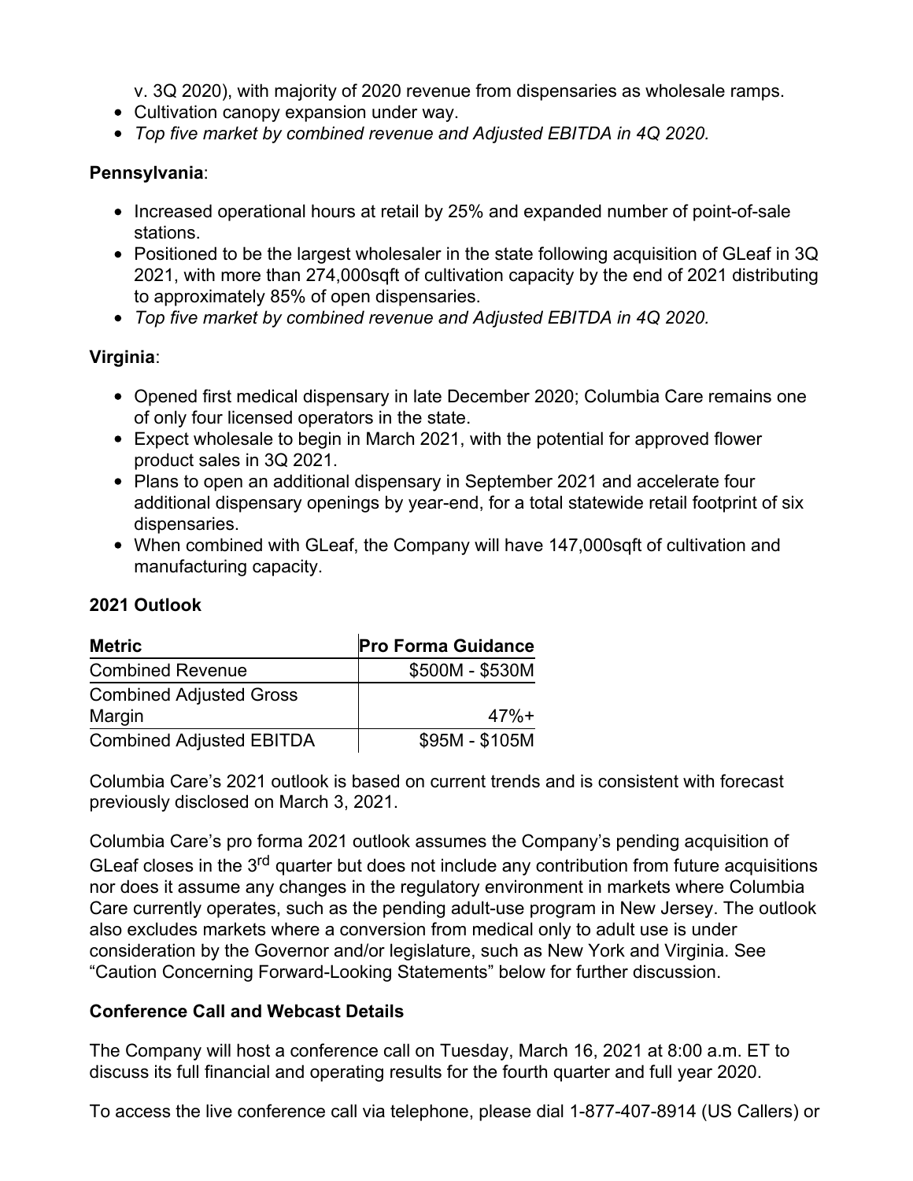v. 3Q 2020), with majority of 2020 revenue from dispensaries as wholesale ramps.

- Cultivation canopy expansion under way.
- *Top five market by combined revenue and Adjusted EBITDA in 4Q 2020.*

**Pennsylvania**:

- Increased operational hours at retail by 25% and expanded number of point-of-sale stations.
- Positioned to be the largest wholesaler in the state following acquisition of GLeaf in 3Q 2021, with more than 274,000sqft of cultivation capacity by the end of 2021 distributing to approximately 85% of open dispensaries.
- *Top five market by combined revenue and Adjusted EBITDA in 4Q 2020.*

**Virginia**:

- Opened first medical dispensary in late December 2020; Columbia Care remains one of only four licensed operators in the state.
- Expect wholesale to begin in March 2021, with the potential for approved flower product sales in 3Q 2021.
- Plans to open an additional dispensary in September 2021 and accelerate four additional dispensary openings by year-end, for a total statewide retail footprint of six dispensaries.
- When combined with GLeaf, the Company will have 147,000sqft of cultivation and manufacturing capacity.

**2021 Outlook**

| Metric | Pro Forma Guidance |
|---|---|
| Combined Revenue | \$500M - \$530M |
| Combined Adjusted Gross Margin | 47%+ |
| Combined Adjusted EBITDA | \$95M - \$105M |

Columbia Care's 2021 outlook is based on current trends and is consistent with forecast previously disclosed on March 3, 2021.

Columbia Care's pro forma 2021 outlook assumes the Company's pending acquisition of GLeaf closes in the 3rd quarter but does not include any contribution from future acquisitions nor does it assume any changes in the regulatory environment in markets where Columbia Care currently operates, such as the pending adult-use program in New Jersey. The outlook also excludes markets where a conversion from medical only to adult use is under consideration by the Governor and/or legislature, such as New York and Virginia. See "Caution Concerning Forward-Looking Statements" below for further discussion.

**Conference Call and Webcast Details**

The Company will host a conference call on Tuesday, March 16, 2021 at 8:00 a.m. ET to discuss its full financial and operating results for the fourth quarter and full year 2020.

To access the live conference call via telephone, please dial 1-877-407-8914 (US Callers) or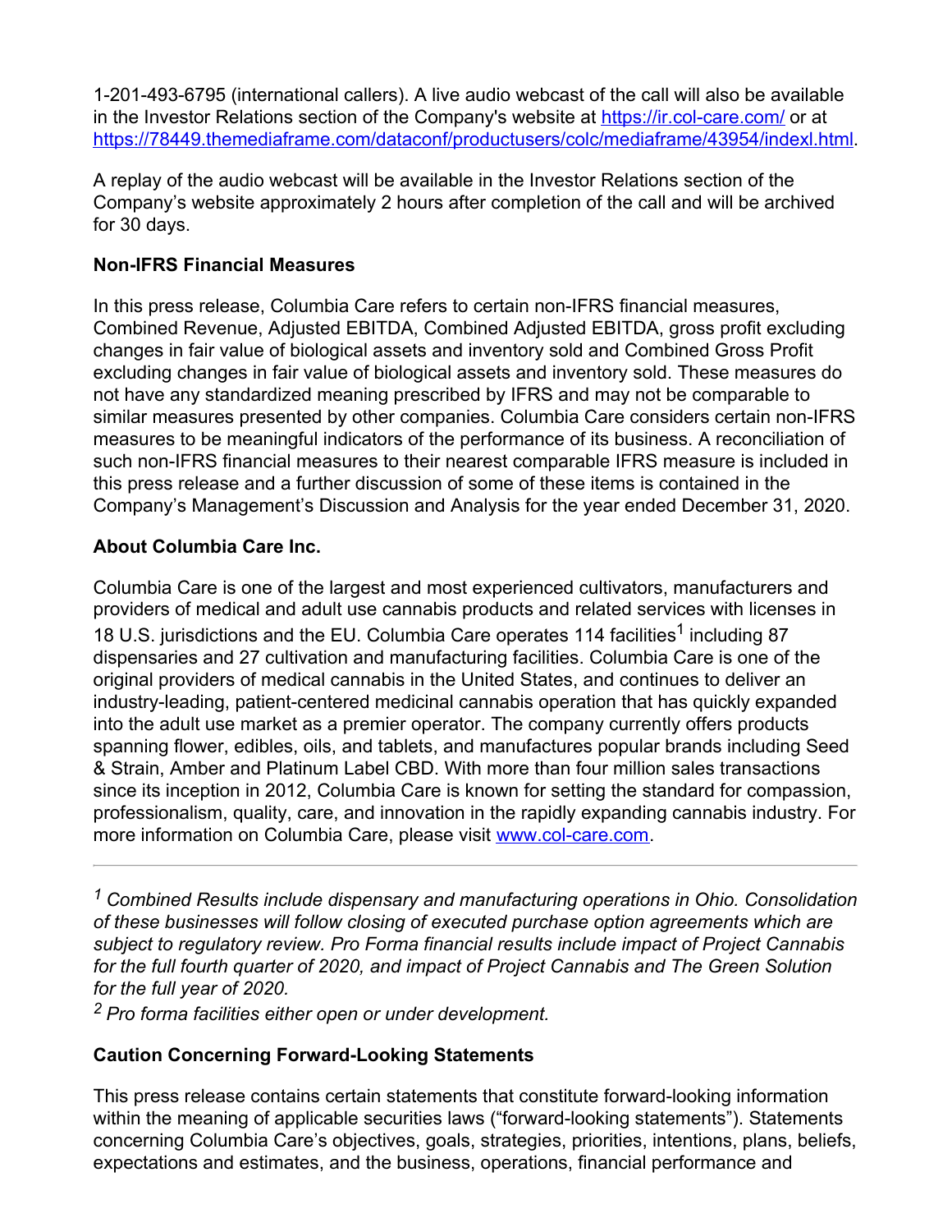1-201-493-6795 (international callers). A live audio webcast of the call will also be available in the Investor Relations section of the Company's website at https://ir.col-care.com/ or at https://78449.themediaframe.com/dataconf/productusers/colc/mediaframe/43954/indexl.html.

A replay of the audio webcast will be available in the Investor Relations section of the Company's website approximately 2 hours after completion of the call and will be archived for 30 days.

**Non-IFRS Financial Measures**

In this press release, Columbia Care refers to certain non-IFRS financial measures, Combined Revenue, Adjusted EBITDA, Combined Adjusted EBITDA, gross profit excluding changes in fair value of biological assets and inventory sold and Combined Gross Profit excluding changes in fair value of biological assets and inventory sold. These measures do not have any standardized meaning prescribed by IFRS and may not be comparable to similar measures presented by other companies. Columbia Care considers certain non-IFRS measures to be meaningful indicators of the performance of its business. A reconciliation of such non-IFRS financial measures to their nearest comparable IFRS measure is included in this press release and a further discussion of some of these items is contained in the Company's Management's Discussion and Analysis for the year ended December 31, 2020.

**About Columbia Care Inc.**

Columbia Care is one of the largest and most experienced cultivators, manufacturers and providers of medical and adult use cannabis products and related services with licenses in 18 U.S. jurisdictions and the EU. Columbia Care operates 114 facilities[1] including 87 dispensaries and 27 cultivation and manufacturing facilities. Columbia Care is one of the original providers of medical cannabis in the United States, and continues to deliver an industry-leading, patient-centered medicinal cannabis operation that has quickly expanded into the adult use market as a premier operator. The company currently offers products spanning flower, edibles, oils, and tablets, and manufactures popular brands including Seed & Strain, Amber and Platinum Label CBD. With more than four million sales transactions since its inception in 2012, Columbia Care is known for setting the standard for compassion, professionalism, quality, care, and innovation in the rapidly expanding cannabis industry. For more information on Columbia Care, please visit www.col-care.com.

---

[1] *Combined Results include dispensary and manufacturing operations in Ohio. Consolidation of these businesses will follow closing of executed purchase option agreements which are subject to regulatory review. Pro Forma financial results include impact of Project Cannabis for the full fourth quarter of 2020, and impact of Project Cannabis and The Green Solution for the full year of 2020.*

[2] *Pro forma facilities either open or under development.*

**Caution Concerning Forward-Looking Statements**

This press release contains certain statements that constitute forward-looking information within the meaning of applicable securities laws ("forward-looking statements"). Statements concerning Columbia Care's objectives, goals, strategies, priorities, intentions, plans, beliefs, expectations and estimates, and the business, operations, financial performance and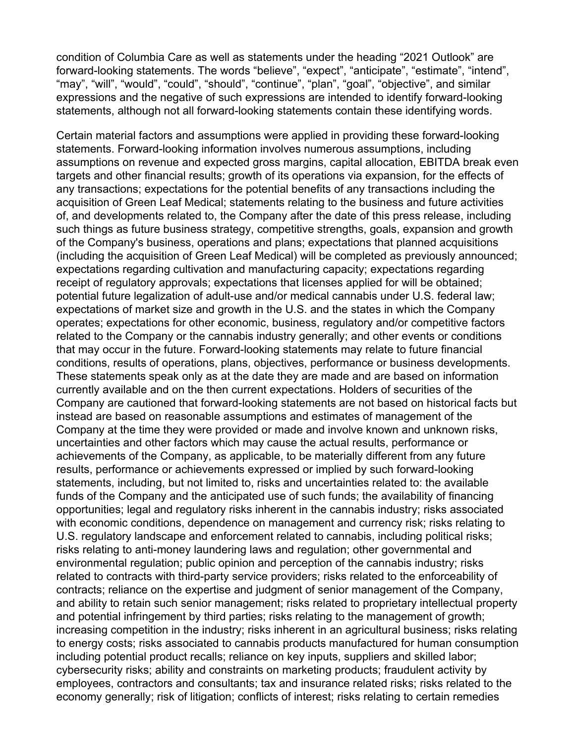condition of Columbia Care as well as statements under the heading "2021 Outlook" are forward-looking statements. The words "believe", "expect", "anticipate", "estimate", "intend", "may", "will", "would", "could", "should", "continue", "plan", "goal", "objective", and similar expressions and the negative of such expressions are intended to identify forward-looking statements, although not all forward-looking statements contain these identifying words.

Certain material factors and assumptions were applied in providing these forward-looking statements. Forward-looking information involves numerous assumptions, including assumptions on revenue and expected gross margins, capital allocation, EBITDA break even targets and other financial results; growth of its operations via expansion, for the effects of any transactions; expectations for the potential benefits of any transactions including the acquisition of Green Leaf Medical; statements relating to the business and future activities of, and developments related to, the Company after the date of this press release, including such things as future business strategy, competitive strengths, goals, expansion and growth of the Company's business, operations and plans; expectations that planned acquisitions (including the acquisition of Green Leaf Medical) will be completed as previously announced; expectations regarding cultivation and manufacturing capacity; expectations regarding receipt of regulatory approvals; expectations that licenses applied for will be obtained; potential future legalization of adult-use and/or medical cannabis under U.S. federal law; expectations of market size and growth in the U.S. and the states in which the Company operates; expectations for other economic, business, regulatory and/or competitive factors related to the Company or the cannabis industry generally; and other events or conditions that may occur in the future. Forward-looking statements may relate to future financial conditions, results of operations, plans, objectives, performance or business developments. These statements speak only as at the date they are made and are based on information currently available and on the then current expectations. Holders of securities of the Company are cautioned that forward-looking statements are not based on historical facts but instead are based on reasonable assumptions and estimates of management of the Company at the time they were provided or made and involve known and unknown risks, uncertainties and other factors which may cause the actual results, performance or achievements of the Company, as applicable, to be materially different from any future results, performance or achievements expressed or implied by such forward-looking statements, including, but not limited to, risks and uncertainties related to: the available funds of the Company and the anticipated use of such funds; the availability of financing opportunities; legal and regulatory risks inherent in the cannabis industry; risks associated with economic conditions, dependence on management and currency risk; risks relating to U.S. regulatory landscape and enforcement related to cannabis, including political risks; risks relating to anti-money laundering laws and regulation; other governmental and environmental regulation; public opinion and perception of the cannabis industry; risks related to contracts with third-party service providers; risks related to the enforceability of contracts; reliance on the expertise and judgment of senior management of the Company, and ability to retain such senior management; risks related to proprietary intellectual property and potential infringement by third parties; risks relating to the management of growth; increasing competition in the industry; risks inherent in an agricultural business; risks relating to energy costs; risks associated to cannabis products manufactured for human consumption including potential product recalls; reliance on key inputs, suppliers and skilled labor; cybersecurity risks; ability and constraints on marketing products; fraudulent activity by employees, contractors and consultants; tax and insurance related risks; risks related to the economy generally; risk of litigation; conflicts of interest; risks relating to certain remedies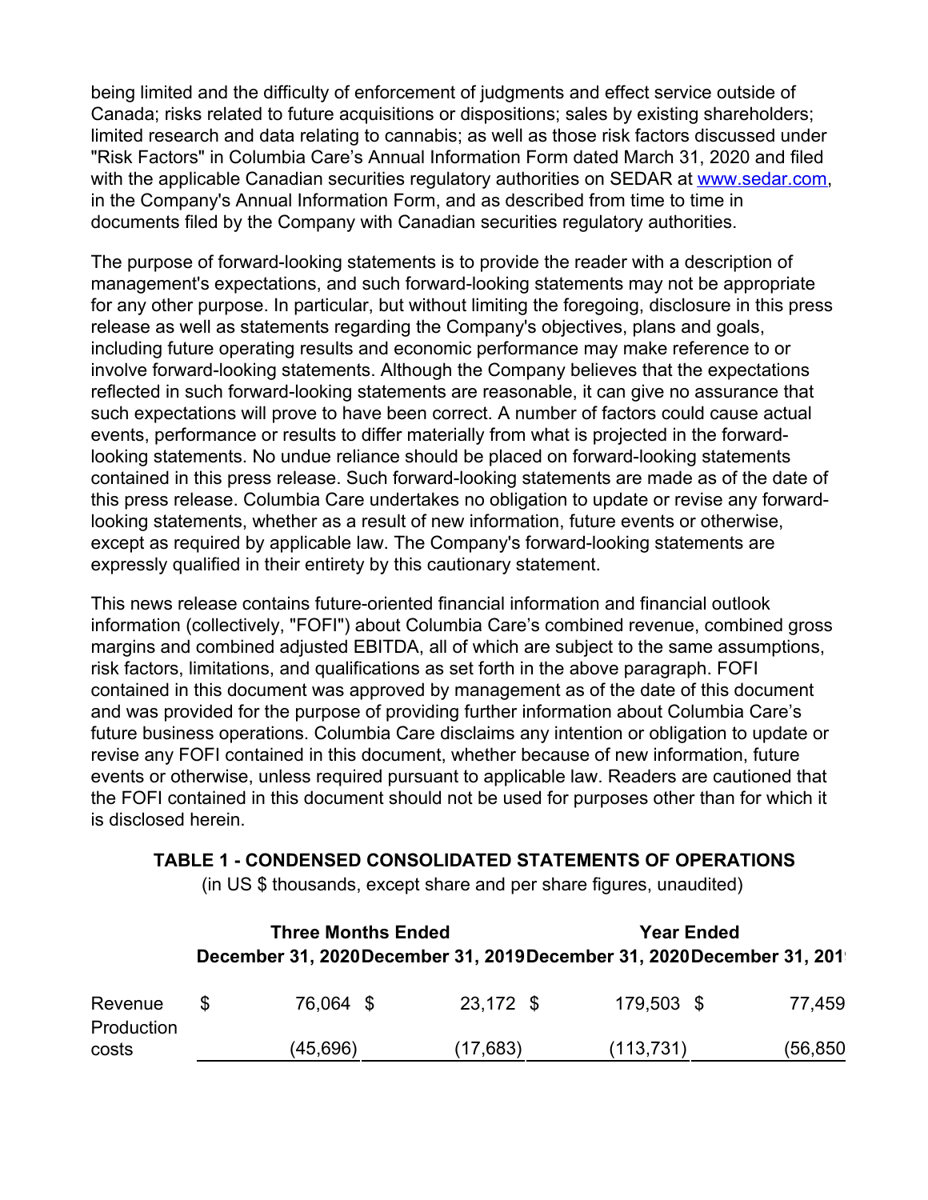being limited and the difficulty of enforcement of judgments and effect service outside of Canada; risks related to future acquisitions or dispositions; sales by existing shareholders; limited research and data relating to cannabis; as well as those risk factors discussed under "Risk Factors" in Columbia Care's Annual Information Form dated March 31, 2020 and filed with the applicable Canadian securities regulatory authorities on SEDAR at www.sedar.com, in the Company's Annual Information Form, and as described from time to time in documents filed by the Company with Canadian securities regulatory authorities.

The purpose of forward-looking statements is to provide the reader with a description of management's expectations, and such forward-looking statements may not be appropriate for any other purpose. In particular, but without limiting the foregoing, disclosure in this press release as well as statements regarding the Company's objectives, plans and goals, including future operating results and economic performance may make reference to or involve forward-looking statements. Although the Company believes that the expectations reflected in such forward-looking statements are reasonable, it can give no assurance that such expectations will prove to have been correct. A number of factors could cause actual events, performance or results to differ materially from what is projected in the forward-looking statements. No undue reliance should be placed on forward-looking statements contained in this press release. Such forward-looking statements are made as of the date of this press release. Columbia Care undertakes no obligation to update or revise any forward-looking statements, whether as a result of new information, future events or otherwise, except as required by applicable law. The Company's forward-looking statements are expressly qualified in their entirety by this cautionary statement.

This news release contains future-oriented financial information and financial outlook information (collectively, "FOFI") about Columbia Care's combined revenue, combined gross margins and combined adjusted EBITDA, all of which are subject to the same assumptions, risk factors, limitations, and qualifications as set forth in the above paragraph. FOFI contained in this document was approved by management as of the date of this document and was provided for the purpose of providing further information about Columbia Care's future business operations. Columbia Care disclaims any intention or obligation to update or revise any FOFI contained in this document, whether because of new information, future events or otherwise, unless required pursuant to applicable law. Readers are cautioned that the FOFI contained in this document should not be used for purposes other than for which it is disclosed herein.

**TABLE 1 - CONDENSED CONSOLIDATED STATEMENTS OF OPERATIONS**

(in US $ thousands, except share and per share figures, unaudited)

| | Three Months Ended | | Year Ended | |
|---|---|---|---|---|
| | December 31, 2020 | December 31, 2019 | December 31, 2020 | December 31, 201 |
| Revenue | $ 76,064 | $ 23,172 | $ 179,503 | $ 77,459 |
| Production costs | (45,696) | (17,683) | (113,731) | (56,850 |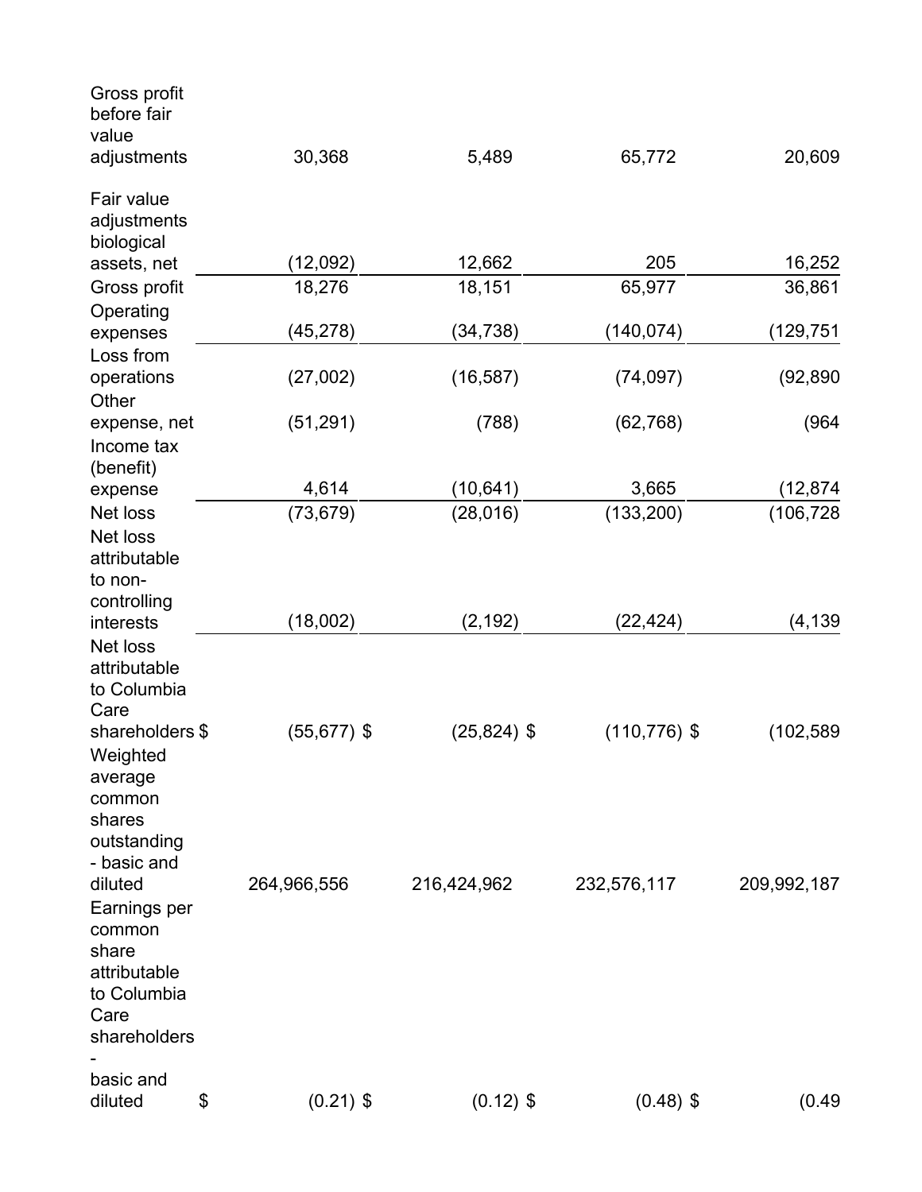| | | | | |
|---|---|---|---|---|
| Gross profit before fair value adjustments | 30,368 | 5,489 | 65,772 | 20,609 |
| Fair value adjustments biological assets, net | (12,092) | 12,662 | 205 | 16,252 |
| Gross profit | 18,276 | 18,151 | 65,977 | 36,861 |
| Operating expenses | (45,278) | (34,738) | (140,074) | (129,751 |
| Loss from operations | (27,002) | (16,587) | (74,097) | (92,890 |
| Other expense, net | (51,291) | (788) | (62,768) | (964 |
| Income tax (benefit) expense | 4,614 | (10,641) | 3,665 | (12,874 |
| Net loss | (73,679) | (28,016) | (133,200) | (106,728 |
| Net loss attributable to non-controlling interests | (18,002) | (2,192) | (22,424) | (4,139 |
| Net loss attributable to Columbia Care shareholders | $ (55,677) | $ (25,824) | $ (110,776) | $ (102,589 |
| Weighted average common shares outstanding - basic and diluted | 264,966,556 | 216,424,962 | 232,576,117 | 209,992,187 |
| Earnings per common share attributable to Columbia Care shareholders - basic and diluted | $ (0.21) | $ (0.12) | $ (0.48) | $ (0.49 |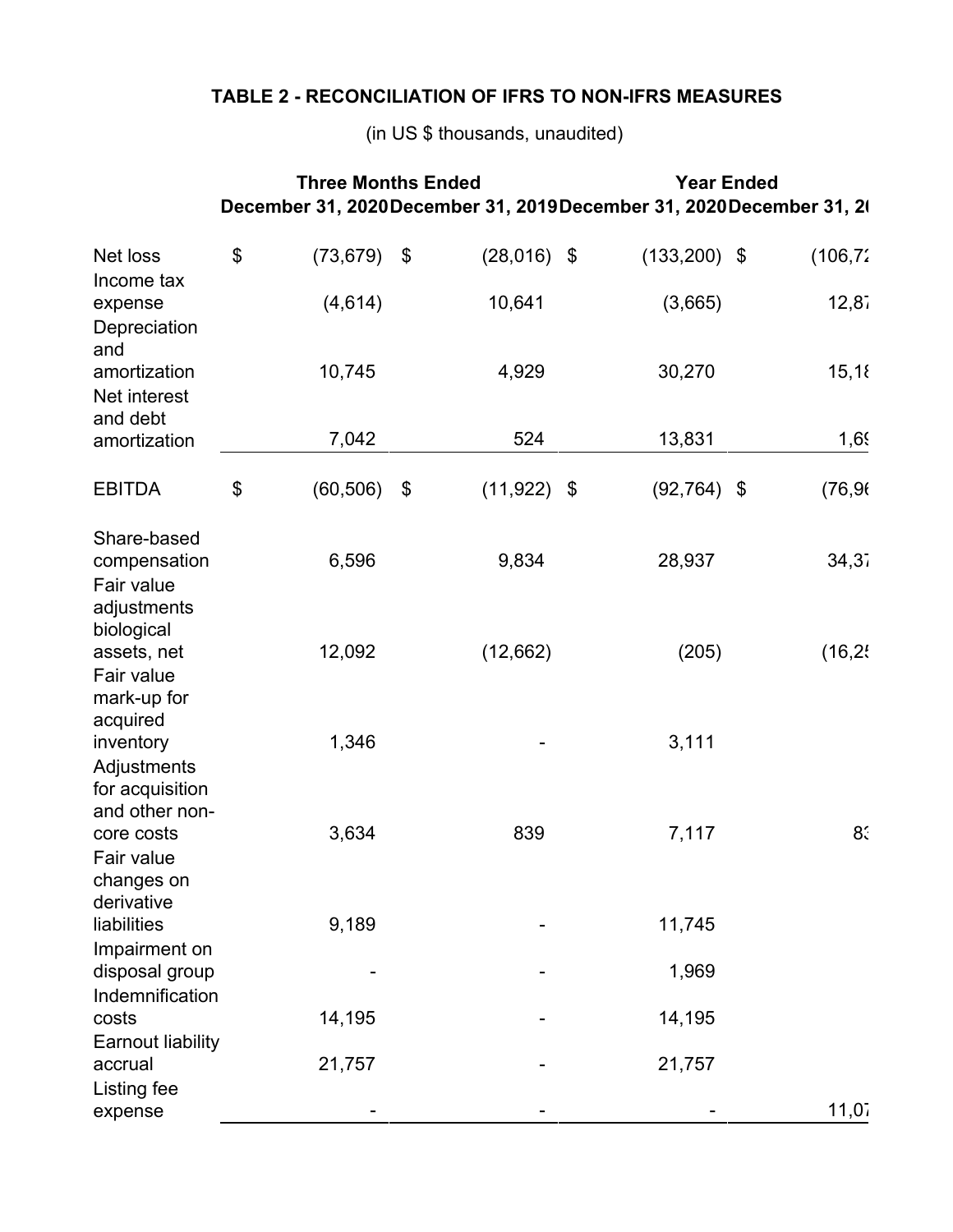**TABLE 2 - RECONCILIATION OF IFRS TO NON-IFRS MEASURES**

(in US $ thousands, unaudited)

| | Three Months Ended | | Year Ended | |
|---|---|---|---|---|
| | December 31, 2020 | December 31, 2019 | December 31, 2020 | December 31, 20 |
| Net loss | $ (73,679) | $ (28,016) | $ (133,200) | $ (106,72 |
| Income tax expense | (4,614) | 10,641 | (3,665) | 12,87 |
| Depreciation and amortization | 10,745 | 4,929 | 30,270 | 15,18 |
| Net interest and debt amortization | 7,042 | 524 | 13,831 | 1,69 |
| EBITDA | $ (60,506) | $ (11,922) | $ (92,764) | $ (76,96 |
| Share-based compensation | 6,596 | 9,834 | 28,937 | 34,37 |
| Fair value adjustments biological assets, net | 12,092 | (12,662) | (205) | (16,25 |
| Fair value mark-up for acquired inventory | 1,346 | - | 3,111 | |
| Adjustments for acquisition and other non-core costs | 3,634 | 839 | 7,117 | 83 |
| Fair value changes on derivative liabilities | 9,189 | - | 11,745 | |
| Impairment on disposal group | - | - | 1,969 | |
| Indemnification costs | 14,195 | - | 14,195 | |
| Earnout liability accrual | 21,757 | - | 21,757 | |
| Listing fee expense | - | - | - | 11,07 |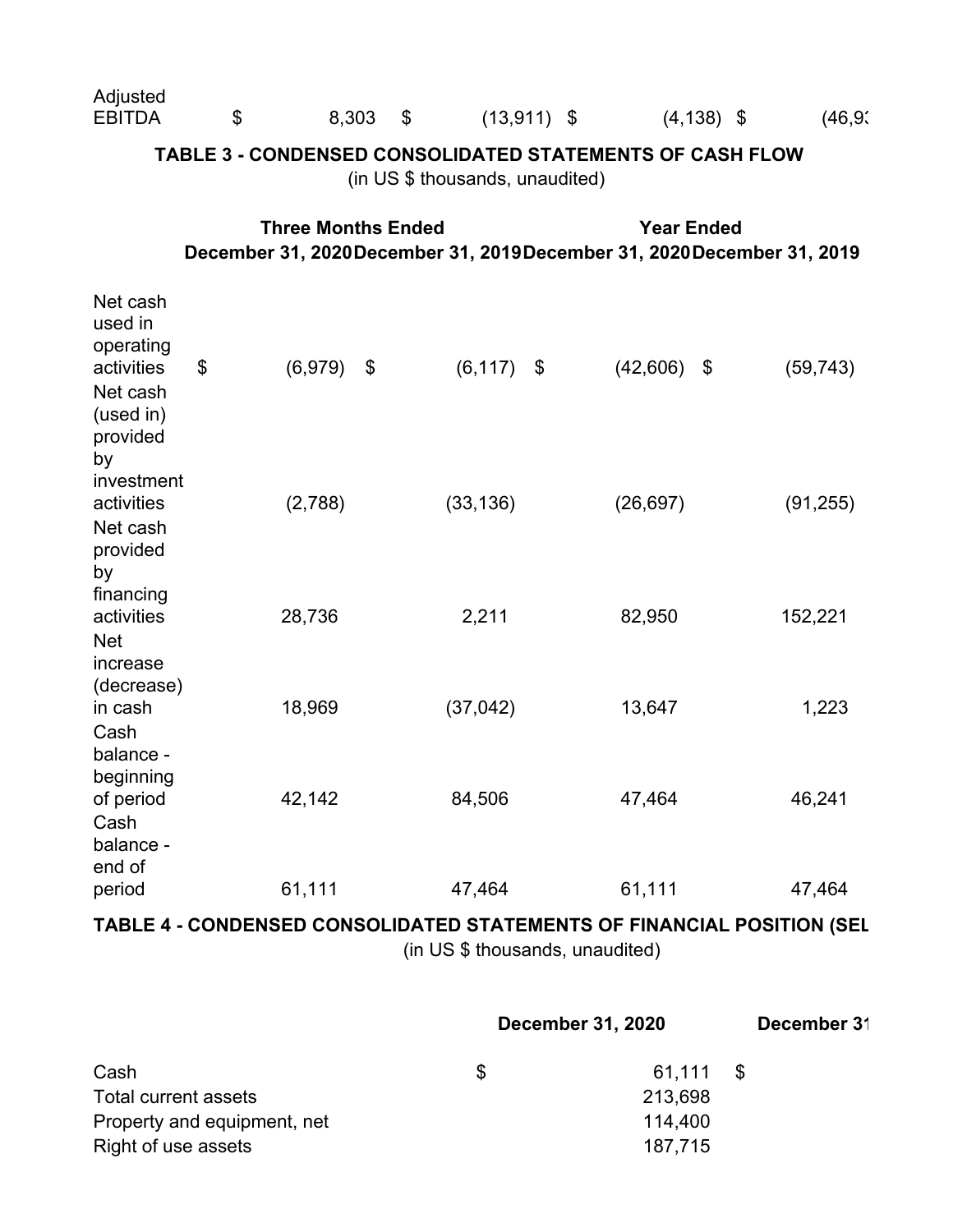| Adjusted EBITDA | $ | 8,303 | $ | (13,911) | $ | (4,138) | $ | (46,9 |
|---|---|---|---|---|---|---|---|---|

**TABLE 3 - CONDENSED CONSOLIDATED STATEMENTS OF CASH FLOW**

(in US $ thousands, unaudited)

| | Three Months Ended | | Year Ended | |
|---|---|---|---|---|
| | December 31, 2020 | December 31, 2019 | December 31, 2020 | December 31, 2019 |
| Net cash used in operating activities | $ (6,979) | $ (6,117) | $ (42,606) | $ (59,743) |
| Net cash (used in) provided by investment activities | (2,788) | (33,136) | (26,697) | (91,255) |
| Net cash provided by financing activities | 28,736 | 2,211 | 82,950 | 152,221 |
| Net increase (decrease) in cash | 18,969 | (37,042) | 13,647 | 1,223 |
| Cash balance - beginning of period | 42,142 | 84,506 | 47,464 | 46,241 |
| Cash balance - end of period | 61,111 | 47,464 | 61,111 | 47,464 |

**TABLE 4 - CONDENSED CONSOLIDATED STATEMENTS OF FINANCIAL POSITION (SEL**

(in US $ thousands, unaudited)

| | December 31, 2020 | December 31 |
|---|---|---|
| Cash | $ 61,111 | $ |
| Total current assets | 213,698 | |
| Property and equipment, net | 114,400 | |
| Right of use assets | 187,715 | |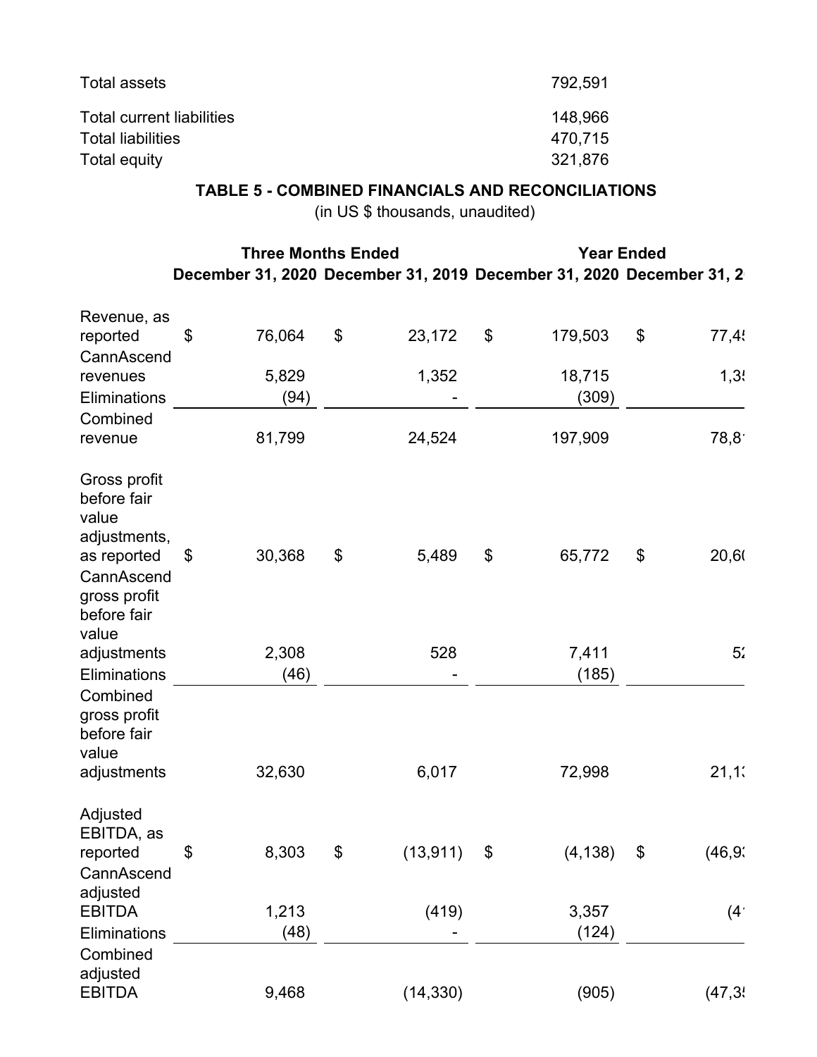| | |
|---|---|
| Total assets | 792,591 |
| Total current liabilities | 148,966 |
| Total liabilities | 470,715 |
| Total equity | 321,876 |

**TABLE 5 - COMBINED FINANCIALS AND RECONCILIATIONS**

(in US $ thousands, unaudited)

| | Three Months Ended | | Year Ended | |
|---|---|---|---|---|
| | December 31, 2020 | December 31, 2019 | December 31, 2020 | December 31, 2 |
| Revenue, as reported | $ 76,064 | $ 23,172 | $ 179,503 | $ 77,4 |
| CannAscend revenues | 5,829 | 1,352 | 18,715 | 1,3 |
| Eliminations | (94) | - | (309) | |
| Combined revenue | 81,799 | 24,524 | 197,909 | 78,8 |
| Gross profit before fair value adjustments, as reported | $ 30,368 | $ 5,489 | $ 65,772 | $ 20,6 |
| CannAscend gross profit before fair value adjustments | 2,308 | 528 | 7,411 | 5 |
| Eliminations | (46) | - | (185) | |
| Combined gross profit before fair value adjustments | 32,630 | 6,017 | 72,998 | 21,1 |
| Adjusted EBITDA, as reported | $ 8,303 | $ (13,911) | $ (4,138) | $ (46,9 |
| CannAscend adjusted EBITDA | 1,213 | (419) | 3,357 | (4 |
| Eliminations | (48) | - | (124) | |
| Combined adjusted EBITDA | 9,468 | (14,330) | (905) | (47,3 |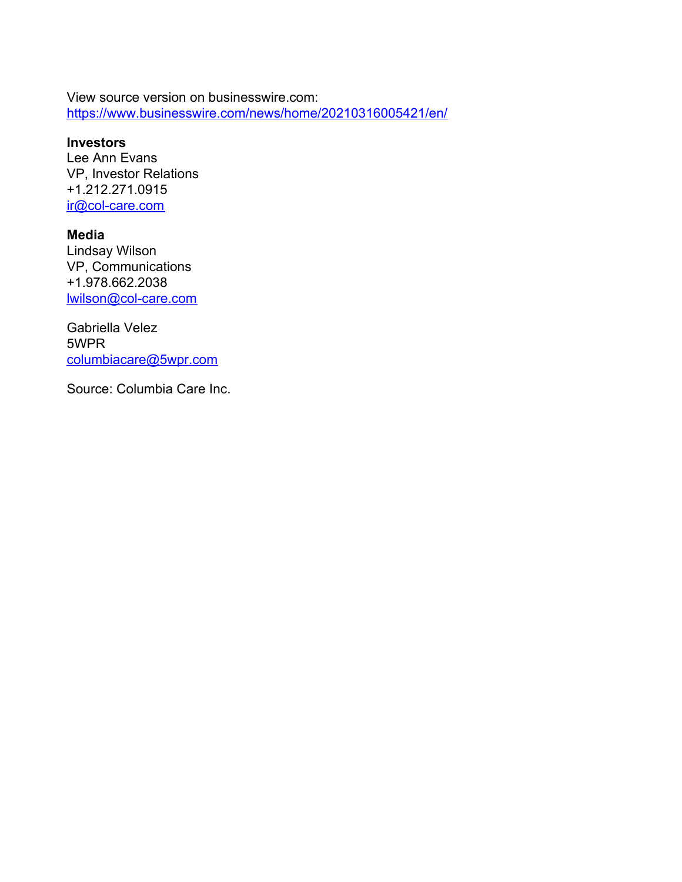View source version on businesswire.com: https://www.businesswire.com/news/home/20210316005421/en/

**Investors**
Lee Ann Evans
VP, Investor Relations
+1.212.271.0915
ir@col-care.com

**Media**
Lindsay Wilson
VP, Communications
+1.978.662.2038
lwilson@col-care.com

Gabriella Velez
5WPR
columbiacare@5wpr.com

Source: Columbia Care Inc.